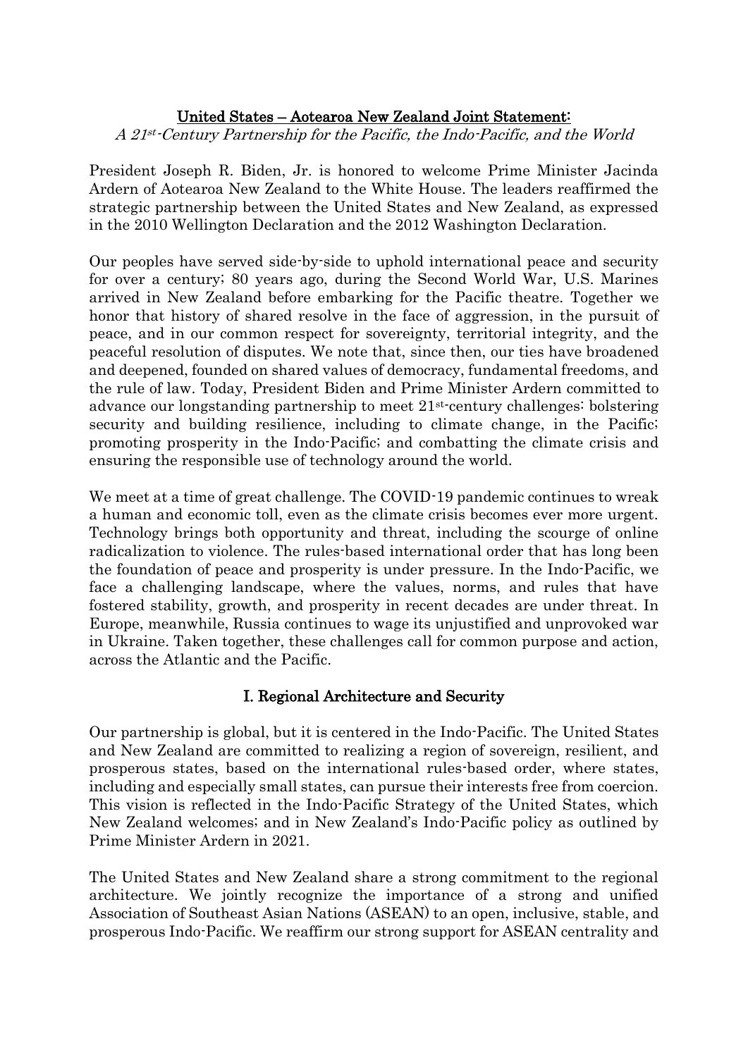# United States – Aotearoa New Zealand Joint Statement:

*A 21st-Century Partnership for the Pacific, the Indo-Pacific, and the World*

President Joseph R. Biden, Jr. is honored to welcome Prime Minister Jacinda Ardern of Aotearoa New Zealand to the White House. The leaders reaffirmed the strategic partnership between the United States and New Zealand, as expressed in the 2010 Wellington Declaration and the 2012 Washington Declaration.

Our peoples have served side-by-side to uphold international peace and security for over a century; 80 years ago, during the Second World War, U.S. Marines arrived in New Zealand before embarking for the Pacific theatre. Together we honor that history of shared resolve in the face of aggression, in the pursuit of peace, and in our common respect for sovereignty, territorial integrity, and the peaceful resolution of disputes. We note that, since then, our ties have broadened and deepened, founded on shared values of democracy, fundamental freedoms, and the rule of law. Today, President Biden and Prime Minister Ardern committed to advance our longstanding partnership to meet 21st-century challenges: bolstering security and building resilience, including to climate change, in the Pacific; promoting prosperity in the Indo-Pacific; and combatting the climate crisis and ensuring the responsible use of technology around the world.

We meet at a time of great challenge. The COVID-19 pandemic continues to wreak a human and economic toll, even as the climate crisis becomes ever more urgent. Technology brings both opportunity and threat, including the scourge of online radicalization to violence. The rules-based international order that has long been the foundation of peace and prosperity is under pressure. In the Indo-Pacific, we face a challenging landscape, where the values, norms, and rules that have fostered stability, growth, and prosperity in recent decades are under threat. In Europe, meanwhile, Russia continues to wage its unjustified and unprovoked war in Ukraine. Taken together, these challenges call for common purpose and action, across the Atlantic and the Pacific.

## I. Regional Architecture and Security

Our partnership is global, but it is centered in the Indo-Pacific. The United States and New Zealand are committed to realizing a region of sovereign, resilient, and prosperous states, based on the international rules-based order, where states, including and especially small states, can pursue their interests free from coercion. This vision is reflected in the Indo-Pacific Strategy of the United States, which New Zealand welcomes; and in New Zealand's Indo-Pacific policy as outlined by Prime Minister Ardern in 2021.

The United States and New Zealand share a strong commitment to the regional architecture. We jointly recognize the importance of a strong and unified Association of Southeast Asian Nations (ASEAN) to an open, inclusive, stable, and prosperous Indo-Pacific. We reaffirm our strong support for ASEAN centrality and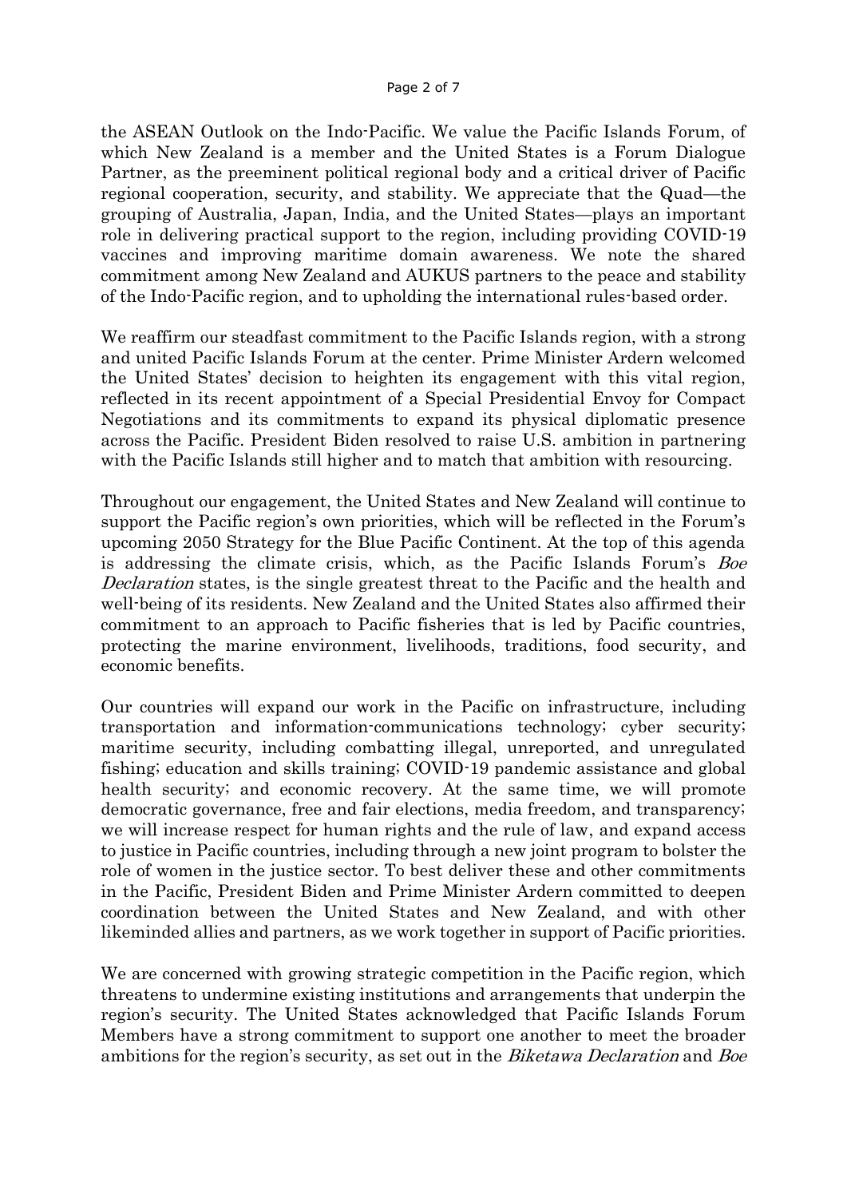the ASEAN Outlook on the Indo-Pacific. We value the Pacific Islands Forum, of which New Zealand is a member and the United States is a Forum Dialogue Partner, as the preeminent political regional body and a critical driver of Pacific regional cooperation, security, and stability. We appreciate that the Quad—the grouping of Australia, Japan, India, and the United States—plays an important role in delivering practical support to the region, including providing COVID-19 vaccines and improving maritime domain awareness. We note the shared commitment among New Zealand and AUKUS partners to the peace and stability of the Indo-Pacific region, and to upholding the international rules-based order.

We reaffirm our steadfast commitment to the Pacific Islands region, with a strong and united Pacific Islands Forum at the center. Prime Minister Ardern welcomed the United States' decision to heighten its engagement with this vital region, reflected in its recent appointment of a Special Presidential Envoy for Compact Negotiations and its commitments to expand its physical diplomatic presence across the Pacific. President Biden resolved to raise U.S. ambition in partnering with the Pacific Islands still higher and to match that ambition with resourcing.

Throughout our engagement, the United States and New Zealand will continue to support the Pacific region's own priorities, which will be reflected in the Forum's upcoming 2050 Strategy for the Blue Pacific Continent. At the top of this agenda is addressing the climate crisis, which, as the Pacific Islands Forum's *Boe Declaration* states, is the single greatest threat to the Pacific and the health and well-being of its residents. New Zealand and the United States also affirmed their commitment to an approach to Pacific fisheries that is led by Pacific countries, protecting the marine environment, livelihoods, traditions, food security, and economic benefits.

Our countries will expand our work in the Pacific on infrastructure, including transportation and information-communications technology; cyber security; maritime security, including combatting illegal, unreported, and unregulated fishing; education and skills training; COVID-19 pandemic assistance and global health security; and economic recovery. At the same time, we will promote democratic governance, free and fair elections, media freedom, and transparency; we will increase respect for human rights and the rule of law, and expand access to justice in Pacific countries, including through a new joint program to bolster the role of women in the justice sector. To best deliver these and other commitments in the Pacific, President Biden and Prime Minister Ardern committed to deepen coordination between the United States and New Zealand, and with other likeminded allies and partners, as we work together in support of Pacific priorities.

We are concerned with growing strategic competition in the Pacific region, which threatens to undermine existing institutions and arrangements that underpin the region's security. The United States acknowledged that Pacific Islands Forum Members have a strong commitment to support one another to meet the broader ambitions for the region's security, as set out in the *Biketawa Declaration* and *Boe*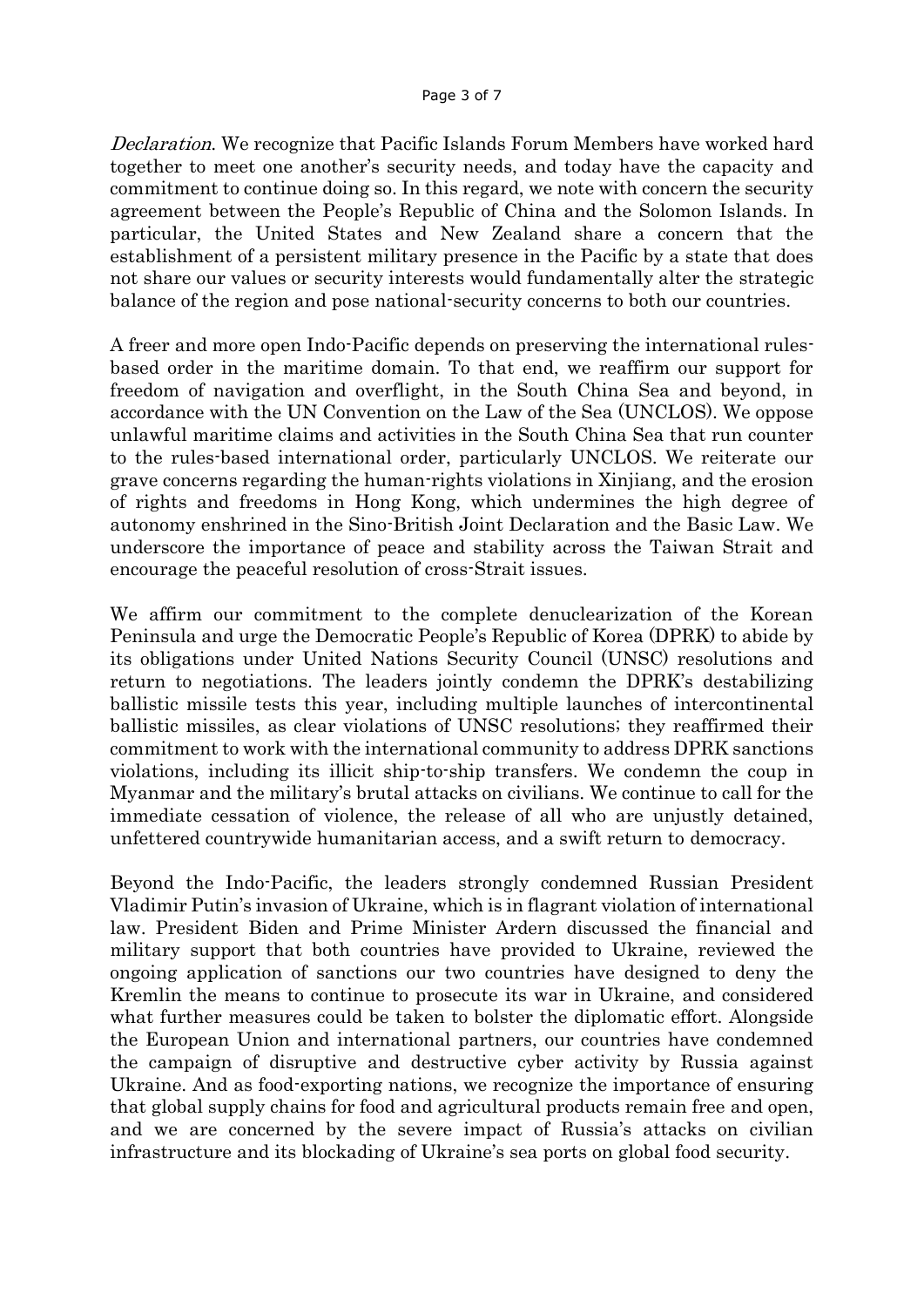*Declaration*. We recognize that Pacific Islands Forum Members have worked hard together to meet one another's security needs, and today have the capacity and commitment to continue doing so. In this regard, we note with concern the security agreement between the People's Republic of China and the Solomon Islands. In particular, the United States and New Zealand share a concern that the establishment of a persistent military presence in the Pacific by a state that does not share our values or security interests would fundamentally alter the strategic balance of the region and pose national-security concerns to both our countries.

A freer and more open Indo-Pacific depends on preserving the international rules-based order in the maritime domain. To that end, we reaffirm our support for freedom of navigation and overflight, in the South China Sea and beyond, in accordance with the UN Convention on the Law of the Sea (UNCLOS). We oppose unlawful maritime claims and activities in the South China Sea that run counter to the rules-based international order, particularly UNCLOS. We reiterate our grave concerns regarding the human-rights violations in Xinjiang, and the erosion of rights and freedoms in Hong Kong, which undermines the high degree of autonomy enshrined in the Sino-British Joint Declaration and the Basic Law. We underscore the importance of peace and stability across the Taiwan Strait and encourage the peaceful resolution of cross-Strait issues.

We affirm our commitment to the complete denuclearization of the Korean Peninsula and urge the Democratic People's Republic of Korea (DPRK) to abide by its obligations under United Nations Security Council (UNSC) resolutions and return to negotiations. The leaders jointly condemn the DPRK's destabilizing ballistic missile tests this year, including multiple launches of intercontinental ballistic missiles, as clear violations of UNSC resolutions; they reaffirmed their commitment to work with the international community to address DPRK sanctions violations, including its illicit ship-to-ship transfers. We condemn the coup in Myanmar and the military's brutal attacks on civilians. We continue to call for the immediate cessation of violence, the release of all who are unjustly detained, unfettered countrywide humanitarian access, and a swift return to democracy.

Beyond the Indo-Pacific, the leaders strongly condemned Russian President Vladimir Putin's invasion of Ukraine, which is in flagrant violation of international law. President Biden and Prime Minister Ardern discussed the financial and military support that both countries have provided to Ukraine, reviewed the ongoing application of sanctions our two countries have designed to deny the Kremlin the means to continue to prosecute its war in Ukraine, and considered what further measures could be taken to bolster the diplomatic effort. Alongside the European Union and international partners, our countries have condemned the campaign of disruptive and destructive cyber activity by Russia against Ukraine. And as food-exporting nations, we recognize the importance of ensuring that global supply chains for food and agricultural products remain free and open, and we are concerned by the severe impact of Russia's attacks on civilian infrastructure and its blockading of Ukraine's sea ports on global food security.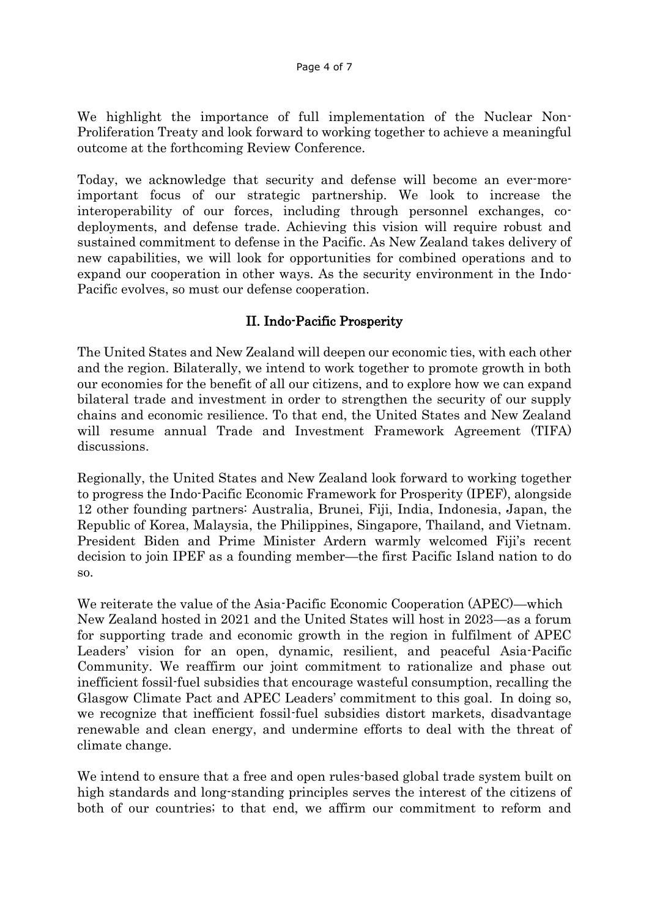We highlight the importance of full implementation of the Nuclear Non-Proliferation Treaty and look forward to working together to achieve a meaningful outcome at the forthcoming Review Conference.

Today, we acknowledge that security and defense will become an ever-more-important focus of our strategic partnership. We look to increase the interoperability of our forces, including through personnel exchanges, co-deployments, and defense trade. Achieving this vision will require robust and sustained commitment to defense in the Pacific. As New Zealand takes delivery of new capabilities, we will look for opportunities for combined operations and to expand our cooperation in other ways. As the security environment in the Indo-Pacific evolves, so must our defense cooperation.

## II. Indo-Pacific Prosperity

The United States and New Zealand will deepen our economic ties, with each other and the region. Bilaterally, we intend to work together to promote growth in both our economies for the benefit of all our citizens, and to explore how we can expand bilateral trade and investment in order to strengthen the security of our supply chains and economic resilience. To that end, the United States and New Zealand will resume annual Trade and Investment Framework Agreement (TIFA) discussions.

Regionally, the United States and New Zealand look forward to working together to progress the Indo-Pacific Economic Framework for Prosperity (IPEF), alongside 12 other founding partners: Australia, Brunei, Fiji, India, Indonesia, Japan, the Republic of Korea, Malaysia, the Philippines, Singapore, Thailand, and Vietnam. President Biden and Prime Minister Ardern warmly welcomed Fiji's recent decision to join IPEF as a founding member—the first Pacific Island nation to do so.

We reiterate the value of the Asia-Pacific Economic Cooperation (APEC)—which New Zealand hosted in 2021 and the United States will host in 2023—as a forum for supporting trade and economic growth in the region in fulfilment of APEC Leaders' vision for an open, dynamic, resilient, and peaceful Asia-Pacific Community. We reaffirm our joint commitment to rationalize and phase out inefficient fossil-fuel subsidies that encourage wasteful consumption, recalling the Glasgow Climate Pact and APEC Leaders' commitment to this goal. In doing so, we recognize that inefficient fossil-fuel subsidies distort markets, disadvantage renewable and clean energy, and undermine efforts to deal with the threat of climate change.

We intend to ensure that a free and open rules-based global trade system built on high standards and long-standing principles serves the interest of the citizens of both of our countries; to that end, we affirm our commitment to reform and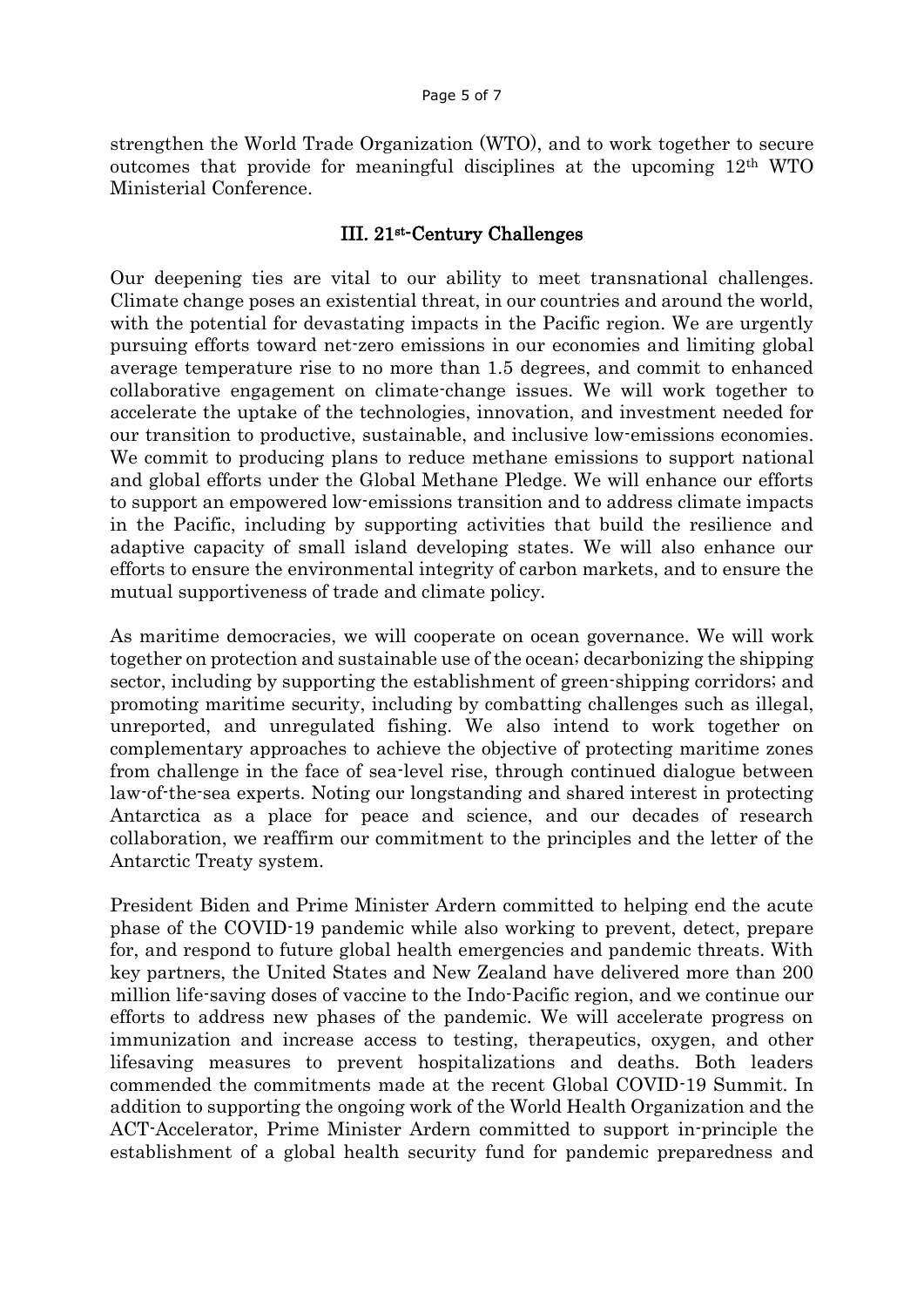strengthen the World Trade Organization (WTO), and to work together to secure outcomes that provide for meaningful disciplines at the upcoming 12th WTO Ministerial Conference.

## III. 21st-Century Challenges

Our deepening ties are vital to our ability to meet transnational challenges. Climate change poses an existential threat, in our countries and around the world, with the potential for devastating impacts in the Pacific region. We are urgently pursuing efforts toward net-zero emissions in our economies and limiting global average temperature rise to no more than 1.5 degrees, and commit to enhanced collaborative engagement on climate-change issues. We will work together to accelerate the uptake of the technologies, innovation, and investment needed for our transition to productive, sustainable, and inclusive low-emissions economies. We commit to producing plans to reduce methane emissions to support national and global efforts under the Global Methane Pledge. We will enhance our efforts to support an empowered low-emissions transition and to address climate impacts in the Pacific, including by supporting activities that build the resilience and adaptive capacity of small island developing states. We will also enhance our efforts to ensure the environmental integrity of carbon markets, and to ensure the mutual supportiveness of trade and climate policy.

As maritime democracies, we will cooperate on ocean governance. We will work together on protection and sustainable use of the ocean; decarbonizing the shipping sector, including by supporting the establishment of green-shipping corridors; and promoting maritime security, including by combatting challenges such as illegal, unreported, and unregulated fishing. We also intend to work together on complementary approaches to achieve the objective of protecting maritime zones from challenge in the face of sea-level rise, through continued dialogue between law-of-the-sea experts. Noting our longstanding and shared interest in protecting Antarctica as a place for peace and science, and our decades of research collaboration, we reaffirm our commitment to the principles and the letter of the Antarctic Treaty system.

President Biden and Prime Minister Ardern committed to helping end the acute phase of the COVID-19 pandemic while also working to prevent, detect, prepare for, and respond to future global health emergencies and pandemic threats. With key partners, the United States and New Zealand have delivered more than 200 million life-saving doses of vaccine to the Indo-Pacific region, and we continue our efforts to address new phases of the pandemic. We will accelerate progress on immunization and increase access to testing, therapeutics, oxygen, and other lifesaving measures to prevent hospitalizations and deaths. Both leaders commended the commitments made at the recent Global COVID-19 Summit. In addition to supporting the ongoing work of the World Health Organization and the ACT-Accelerator, Prime Minister Ardern committed to support in-principle the establishment of a global health security fund for pandemic preparedness and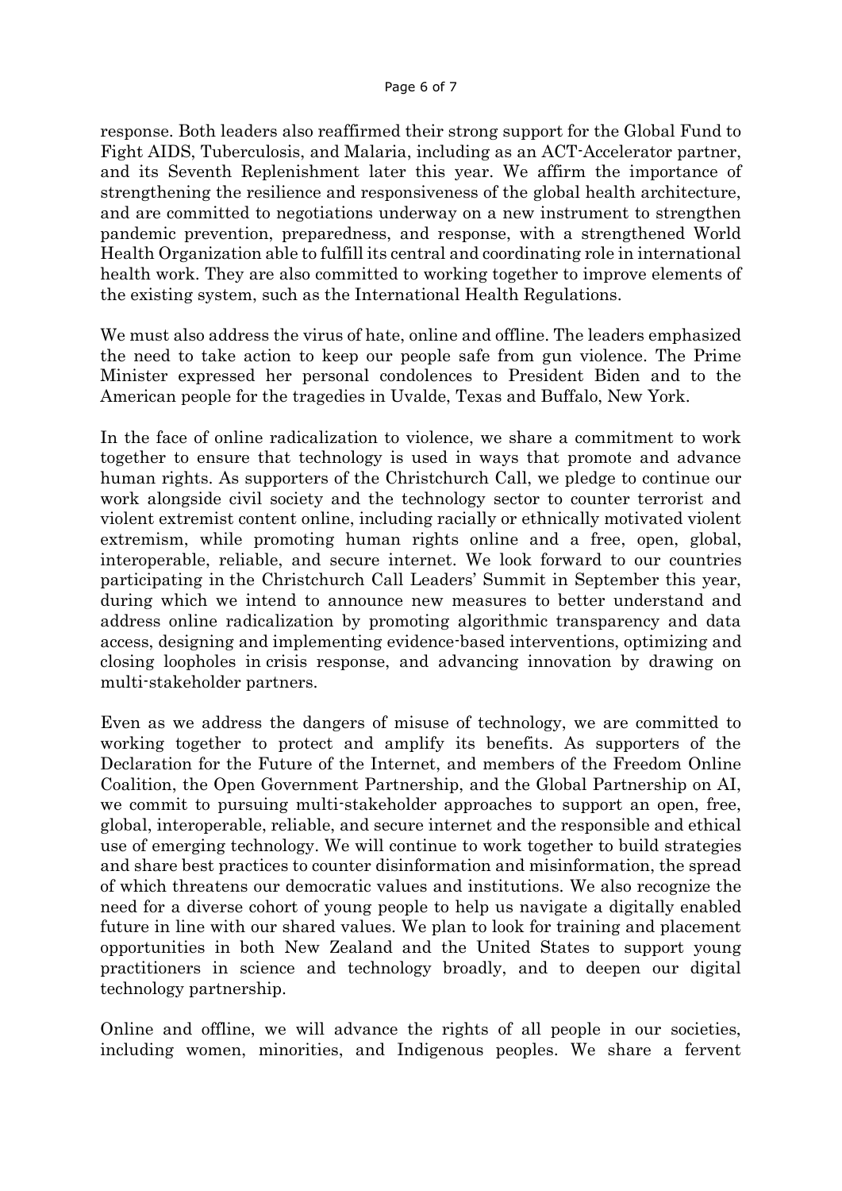response. Both leaders also reaffirmed their strong support for the Global Fund to Fight AIDS, Tuberculosis, and Malaria, including as an ACT-Accelerator partner, and its Seventh Replenishment later this year. We affirm the importance of strengthening the resilience and responsiveness of the global health architecture, and are committed to negotiations underway on a new instrument to strengthen pandemic prevention, preparedness, and response, with a strengthened World Health Organization able to fulfill its central and coordinating role in international health work. They are also committed to working together to improve elements of the existing system, such as the International Health Regulations.

We must also address the virus of hate, online and offline. The leaders emphasized the need to take action to keep our people safe from gun violence. The Prime Minister expressed her personal condolences to President Biden and to the American people for the tragedies in Uvalde, Texas and Buffalo, New York.

In the face of online radicalization to violence, we share a commitment to work together to ensure that technology is used in ways that promote and advance human rights. As supporters of the Christchurch Call, we pledge to continue our work alongside civil society and the technology sector to counter terrorist and violent extremist content online, including racially or ethnically motivated violent extremism, while promoting human rights online and a free, open, global, interoperable, reliable, and secure internet. We look forward to our countries participating in the Christchurch Call Leaders' Summit in September this year, during which we intend to announce new measures to better understand and address online radicalization by promoting algorithmic transparency and data access, designing and implementing evidence-based interventions, optimizing and closing loopholes in crisis response, and advancing innovation by drawing on multi-stakeholder partners.

Even as we address the dangers of misuse of technology, we are committed to working together to protect and amplify its benefits. As supporters of the Declaration for the Future of the Internet, and members of the Freedom Online Coalition, the Open Government Partnership, and the Global Partnership on AI, we commit to pursuing multi-stakeholder approaches to support an open, free, global, interoperable, reliable, and secure internet and the responsible and ethical use of emerging technology. We will continue to work together to build strategies and share best practices to counter disinformation and misinformation, the spread of which threatens our democratic values and institutions. We also recognize the need for a diverse cohort of young people to help us navigate a digitally enabled future in line with our shared values. We plan to look for training and placement opportunities in both New Zealand and the United States to support young practitioners in science and technology broadly, and to deepen our digital technology partnership.

Online and offline, we will advance the rights of all people in our societies, including women, minorities, and Indigenous peoples. We share a fervent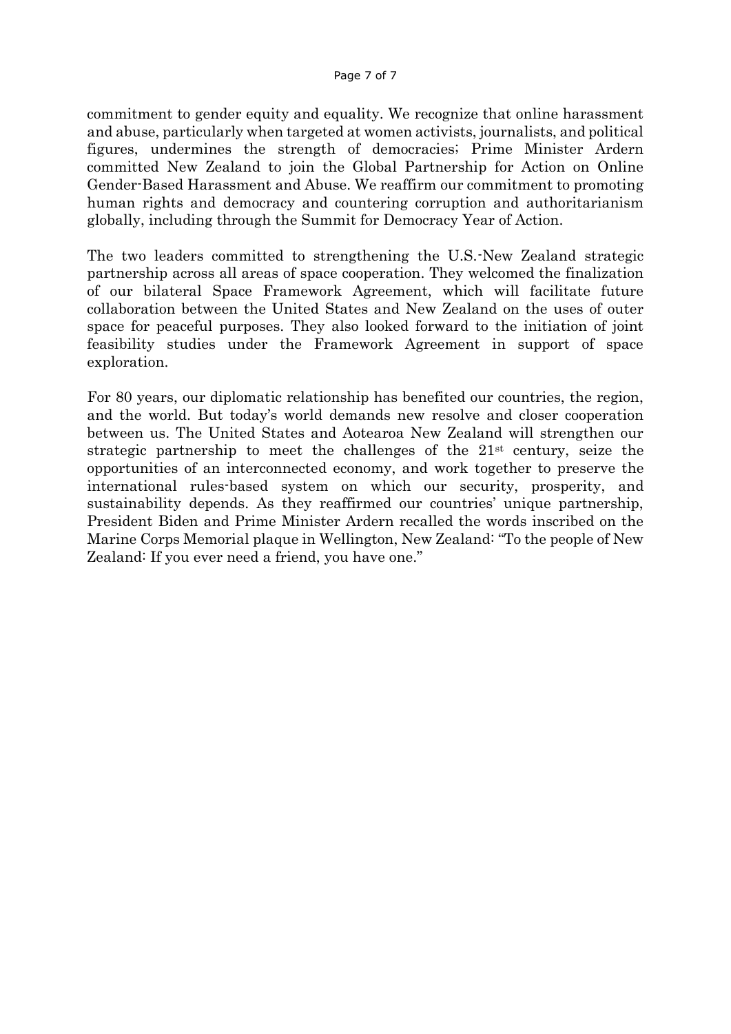commitment to gender equity and equality. We recognize that online harassment and abuse, particularly when targeted at women activists, journalists, and political figures, undermines the strength of democracies; Prime Minister Ardern committed New Zealand to join the Global Partnership for Action on Online Gender-Based Harassment and Abuse. We reaffirm our commitment to promoting human rights and democracy and countering corruption and authoritarianism globally, including through the Summit for Democracy Year of Action.

The two leaders committed to strengthening the U.S.-New Zealand strategic partnership across all areas of space cooperation. They welcomed the finalization of our bilateral Space Framework Agreement, which will facilitate future collaboration between the United States and New Zealand on the uses of outer space for peaceful purposes. They also looked forward to the initiation of joint feasibility studies under the Framework Agreement in support of space exploration.

For 80 years, our diplomatic relationship has benefited our countries, the region, and the world. But today's world demands new resolve and closer cooperation between us. The United States and Aotearoa New Zealand will strengthen our strategic partnership to meet the challenges of the 21st century, seize the opportunities of an interconnected economy, and work together to preserve the international rules-based system on which our security, prosperity, and sustainability depends. As they reaffirmed our countries' unique partnership, President Biden and Prime Minister Ardern recalled the words inscribed on the Marine Corps Memorial plaque in Wellington, New Zealand: "To the people of New Zealand: If you ever need a friend, you have one."